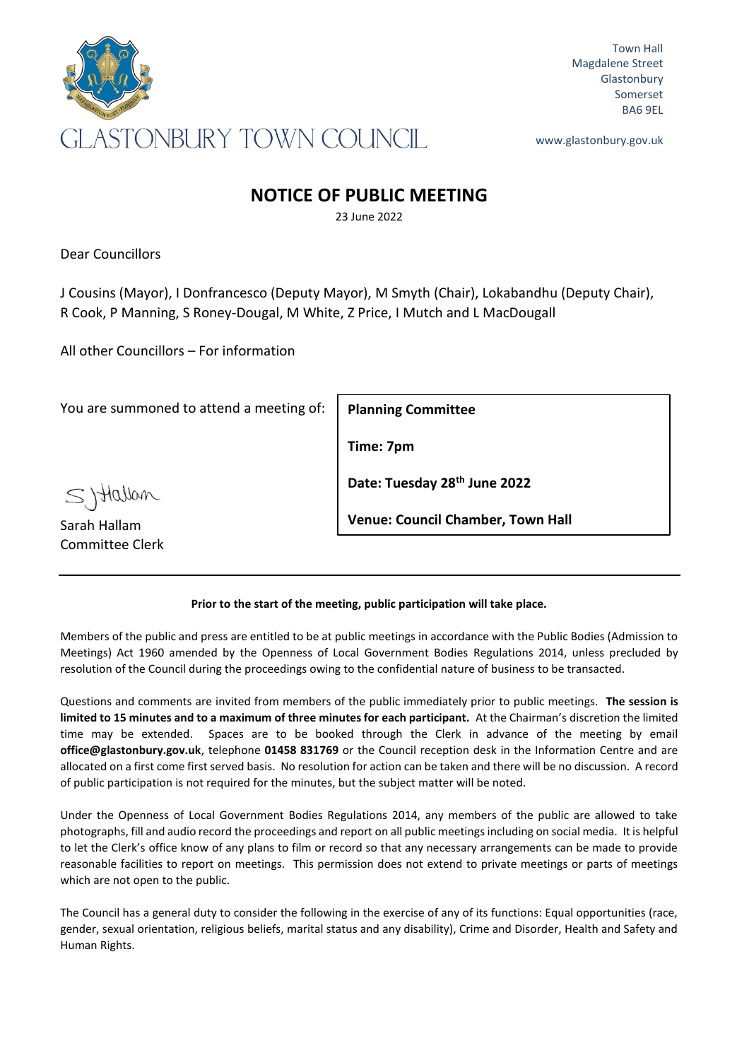GLASTONBURY TOWN COUNCIL

Town Hall
Magdalene Street
Glastonbury
Somerset
BA6 9EL

www.glastonbury.gov.uk

# NOTICE OF PUBLIC MEETING

23 June 2022

Dear Councillors

J Cousins (Mayor), I Donfrancesco (Deputy Mayor), M Smyth (Chair), Lokabandhu (Deputy Chair), R Cook, P Manning, S Roney-Dougal, M White, Z Price, I Mutch and L MacDougall

All other Councillors – For information

You are summoned to attend a meeting of:

**Planning Committee**

**Time: 7pm**

**Date: Tuesday 28th June 2022**

**Venue: Council Chamber, Town Hall**

S J Hallam

Sarah Hallam
Committee Clerk

---

**Prior to the start of the meeting, public participation will take place.**

Members of the public and press are entitled to be at public meetings in accordance with the Public Bodies (Admission to Meetings) Act 1960 amended by the Openness of Local Government Bodies Regulations 2014, unless precluded by resolution of the Council during the proceedings owing to the confidential nature of business to be transacted.

Questions and comments are invited from members of the public immediately prior to public meetings. **The session is limited to 15 minutes and to a maximum of three minutes for each participant.** At the Chairman's discretion the limited time may be extended. Spaces are to be booked through the Clerk in advance of the meeting by email **office@glastonbury.gov.uk**, telephone **01458 831769** or the Council reception desk in the Information Centre and are allocated on a first come first served basis. No resolution for action can be taken and there will be no discussion. A record of public participation is not required for the minutes, but the subject matter will be noted.

Under the Openness of Local Government Bodies Regulations 2014, any members of the public are allowed to take photographs, fill and audio record the proceedings and report on all public meetings including on social media. It is helpful to let the Clerk's office know of any plans to film or record so that any necessary arrangements can be made to provide reasonable facilities to report on meetings. This permission does not extend to private meetings or parts of meetings which are not open to the public.

The Council has a general duty to consider the following in the exercise of any of its functions: Equal opportunities (race, gender, sexual orientation, religious beliefs, marital status and any disability), Crime and Disorder, Health and Safety and Human Rights.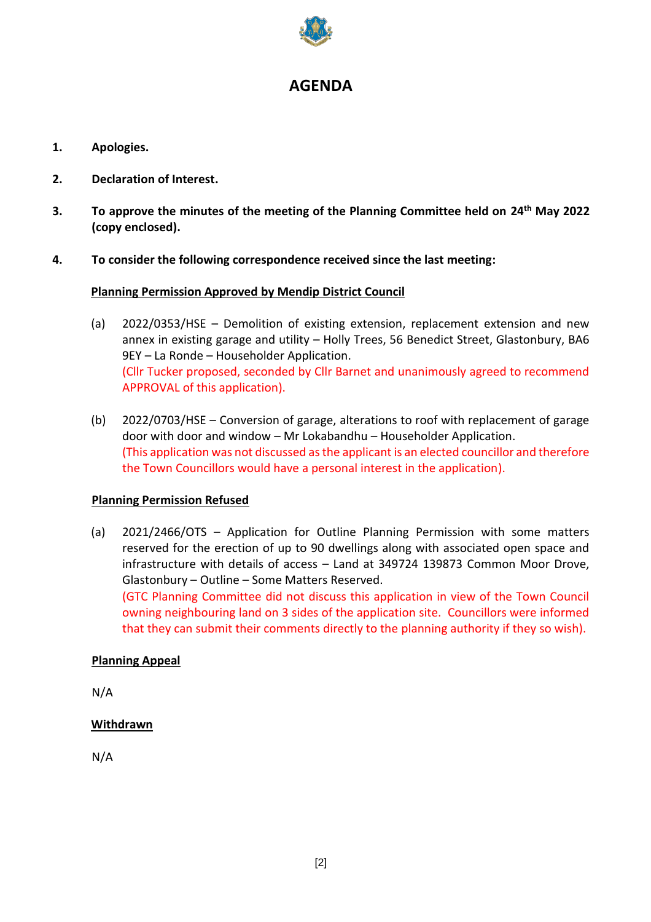# AGENDA

1. **Apologies.**

2. **Declaration of Interest.**

3. **To approve the minutes of the meeting of the Planning Committee held on 24th May 2022 (copy enclosed).**

4. **To consider the following correspondence received since the last meeting:**

**Planning Permission Approved by Mendip District Council**

(a) 2022/0353/HSE – Demolition of existing extension, replacement extension and new annex in existing garage and utility – Holly Trees, 56 Benedict Street, Glastonbury, BA6 9EY – La Ronde – Householder Application.
(Cllr Tucker proposed, seconded by Cllr Barnet and unanimously agreed to recommend APPROVAL of this application).

(b) 2022/0703/HSE – Conversion of garage, alterations to roof with replacement of garage door with door and window – Mr Lokabandhu – Householder Application.
(This application was not discussed as the applicant is an elected councillor and therefore the Town Councillors would have a personal interest in the application).

**Planning Permission Refused**

(a) 2021/2466/OTS – Application for Outline Planning Permission with some matters reserved for the erection of up to 90 dwellings along with associated open space and infrastructure with details of access – Land at 349724 139873 Common Moor Drove, Glastonbury – Outline – Some Matters Reserved.
(GTC Planning Committee did not discuss this application in view of the Town Council owning neighbouring land on 3 sides of the application site. Councillors were informed that they can submit their comments directly to the planning authority if they so wish).

**Planning Appeal**

N/A

**Withdrawn**

N/A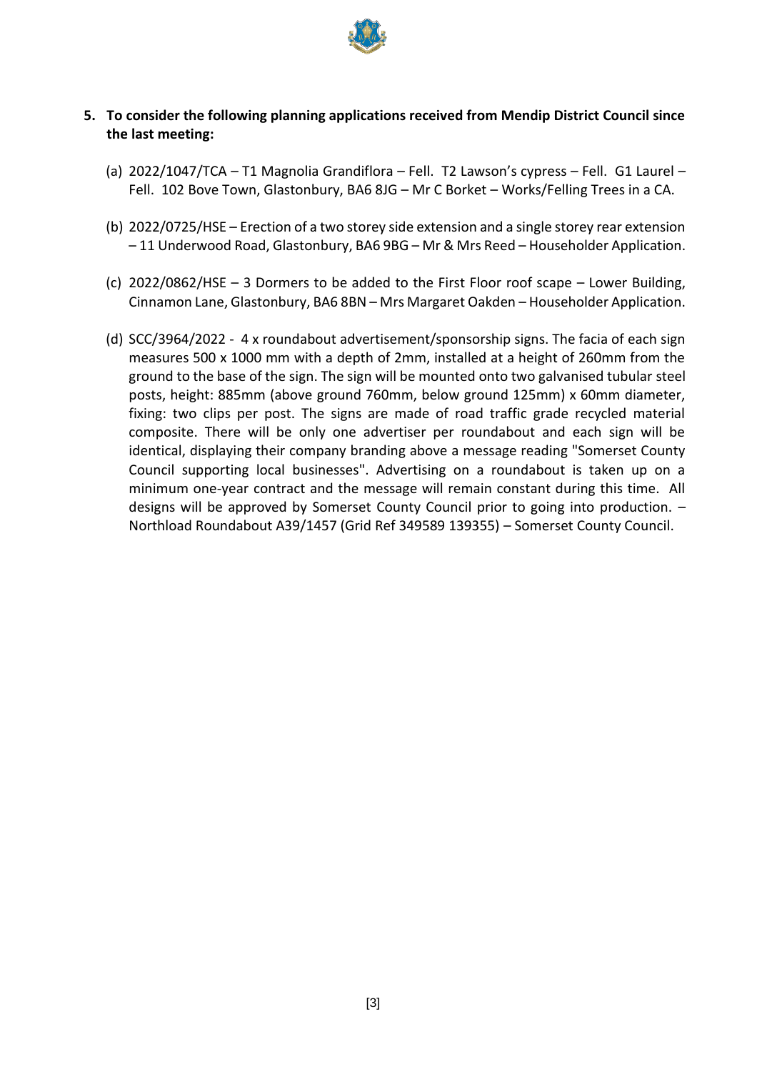**5. To consider the following planning applications received from Mendip District Council since the last meeting:**

(a) 2022/1047/TCA – T1 Magnolia Grandiflora – Fell. T2 Lawson's cypress – Fell. G1 Laurel – Fell. 102 Bove Town, Glastonbury, BA6 8JG – Mr C Borket – Works/Felling Trees in a CA.

(b) 2022/0725/HSE – Erection of a two storey side extension and a single storey rear extension – 11 Underwood Road, Glastonbury, BA6 9BG – Mr & Mrs Reed – Householder Application.

(c) 2022/0862/HSE – 3 Dormers to be added to the First Floor roof scape – Lower Building, Cinnamon Lane, Glastonbury, BA6 8BN – Mrs Margaret Oakden – Householder Application.

(d) SCC/3964/2022 - 4 x roundabout advertisement/sponsorship signs. The facia of each sign measures 500 x 1000 mm with a depth of 2mm, installed at a height of 260mm from the ground to the base of the sign. The sign will be mounted onto two galvanised tubular steel posts, height: 885mm (above ground 760mm, below ground 125mm) x 60mm diameter, fixing: two clips per post. The signs are made of road traffic grade recycled material composite. There will be only one advertiser per roundabout and each sign will be identical, displaying their company branding above a message reading "Somerset County Council supporting local businesses". Advertising on a roundabout is taken up on a minimum one-year contract and the message will remain constant during this time. All designs will be approved by Somerset County Council prior to going into production. – Northload Roundabout A39/1457 (Grid Ref 349589 139355) – Somerset County Council.